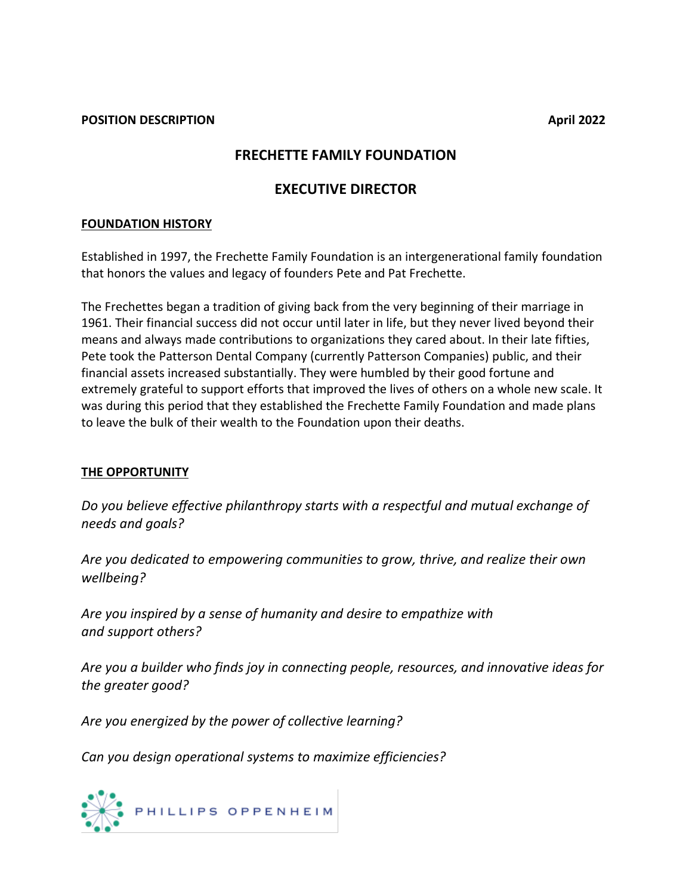**POSITION DESCRIPTION** **April 2022**

# FRECHETTE FAMILY FOUNDATION

# EXECUTIVE DIRECTOR

## FOUNDATION HISTORY

Established in 1997, the Frechette Family Foundation is an intergenerational family foundation that honors the values and legacy of founders Pete and Pat Frechette.

The Frechettes began a tradition of giving back from the very beginning of their marriage in 1961. Their financial success did not occur until later in life, but they never lived beyond their means and always made contributions to organizations they cared about. In their late fifties, Pete took the Patterson Dental Company (currently Patterson Companies) public, and their financial assets increased substantially. They were humbled by their good fortune and extremely grateful to support efforts that improved the lives of others on a whole new scale. It was during this period that they established the Frechette Family Foundation and made plans to leave the bulk of their wealth to the Foundation upon their deaths.

## THE OPPORTUNITY

*Do you believe effective philanthropy starts with a respectful and mutual exchange of needs and goals?*

*Are you dedicated to empowering communities to grow, thrive, and realize their own wellbeing?*

*Are you inspired by a sense of humanity and desire to empathize with and support others?*

*Are you a builder who finds joy in connecting people, resources, and innovative ideas for the greater good?*

*Are you energized by the power of collective learning?*

*Can you design operational systems to maximize efficiencies?*

PHILLIPS OPPENHEIM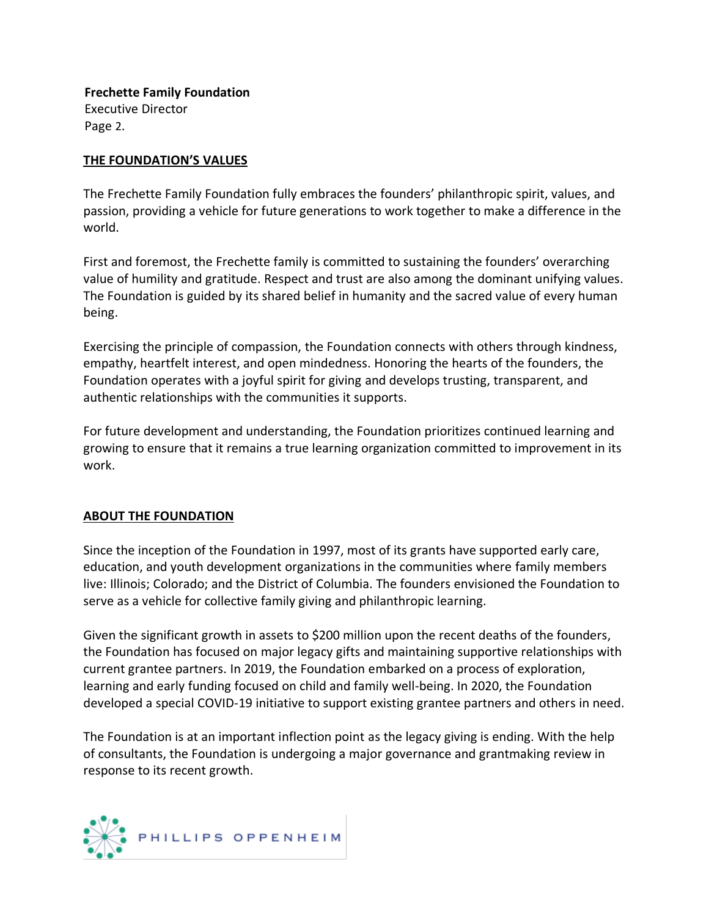## THE FOUNDATION'S VALUES

The Frechette Family Foundation fully embraces the founders' philanthropic spirit, values, and passion, providing a vehicle for future generations to work together to make a difference in the world.

First and foremost, the Frechette family is committed to sustaining the founders' overarching value of humility and gratitude. Respect and trust are also among the dominant unifying values. The Foundation is guided by its shared belief in humanity and the sacred value of every human being.

Exercising the principle of compassion, the Foundation connects with others through kindness, empathy, heartfelt interest, and open mindedness. Honoring the hearts of the founders, the Foundation operates with a joyful spirit for giving and develops trusting, transparent, and authentic relationships with the communities it supports.

For future development and understanding, the Foundation prioritizes continued learning and growing to ensure that it remains a true learning organization committed to improvement in its work.

## ABOUT THE FOUNDATION

Since the inception of the Foundation in 1997, most of its grants have supported early care, education, and youth development organizations in the communities where family members live: Illinois; Colorado; and the District of Columbia. The founders envisioned the Foundation to serve as a vehicle for collective family giving and philanthropic learning.

Given the significant growth in assets to $200 million upon the recent deaths of the founders, the Foundation has focused on major legacy gifts and maintaining supportive relationships with current grantee partners. In 2019, the Foundation embarked on a process of exploration, learning and early funding focused on child and family well-being. In 2020, the Foundation developed a special COVID-19 initiative to support existing grantee partners and others in need.

The Foundation is at an important inflection point as the legacy giving is ending. With the help of consultants, the Foundation is undergoing a major governance and grantmaking review in response to its recent growth.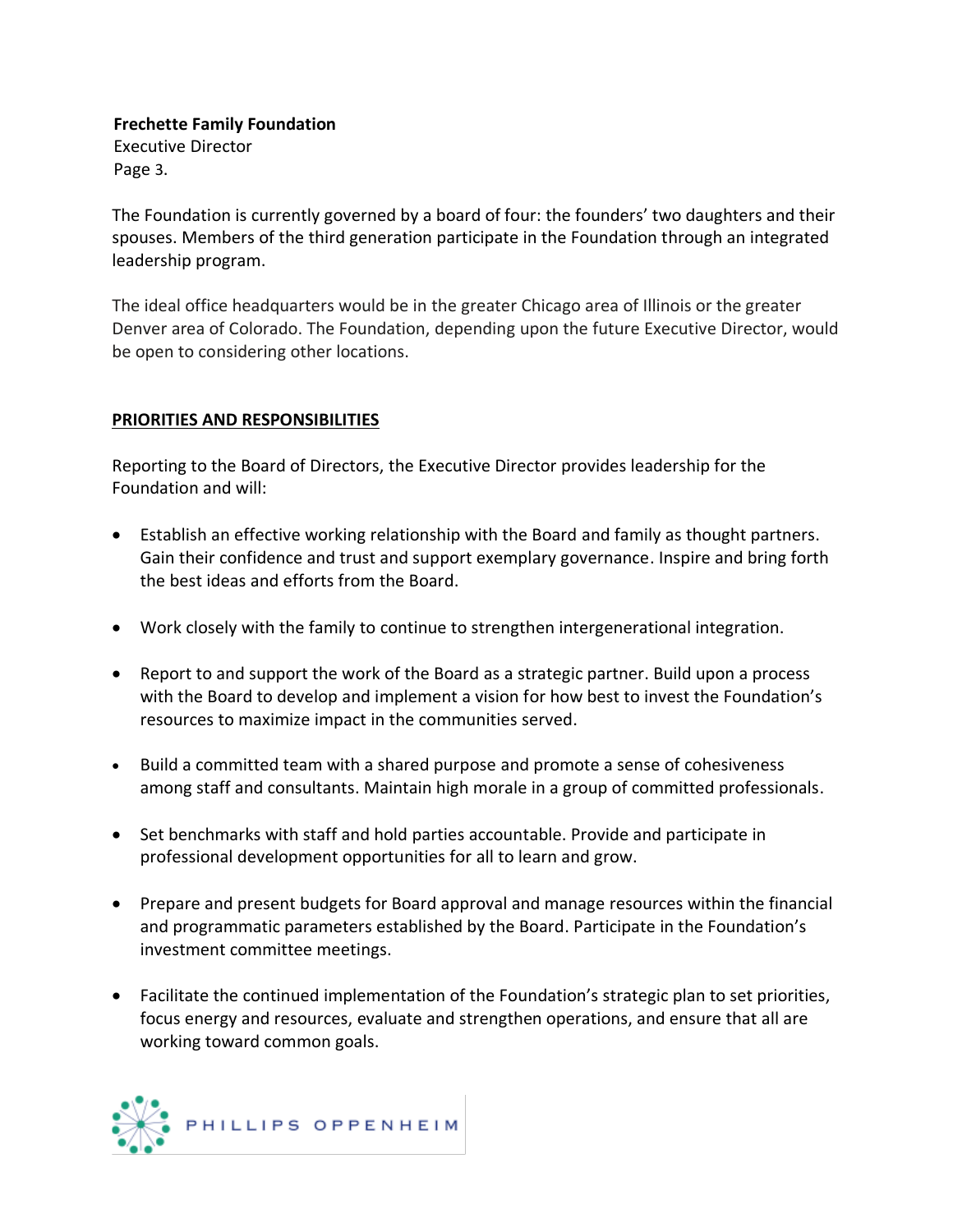The Foundation is currently governed by a board of four: the founders' two daughters and their spouses. Members of the third generation participate in the Foundation through an integrated leadership program.

The ideal office headquarters would be in the greater Chicago area of Illinois or the greater Denver area of Colorado. The Foundation, depending upon the future Executive Director, would be open to considering other locations.

## PRIORITIES AND RESPONSIBILITIES

Reporting to the Board of Directors, the Executive Director provides leadership for the Foundation and will:

- Establish an effective working relationship with the Board and family as thought partners. Gain their confidence and trust and support exemplary governance. Inspire and bring forth the best ideas and efforts from the Board.
- Work closely with the family to continue to strengthen intergenerational integration.
- Report to and support the work of the Board as a strategic partner. Build upon a process with the Board to develop and implement a vision for how best to invest the Foundation's resources to maximize impact in the communities served.
- Build a committed team with a shared purpose and promote a sense of cohesiveness among staff and consultants. Maintain high morale in a group of committed professionals.
- Set benchmarks with staff and hold parties accountable. Provide and participate in professional development opportunities for all to learn and grow.
- Prepare and present budgets for Board approval and manage resources within the financial and programmatic parameters established by the Board. Participate in the Foundation's investment committee meetings.
- Facilitate the continued implementation of the Foundation's strategic plan to set priorities, focus energy and resources, evaluate and strengthen operations, and ensure that all are working toward common goals.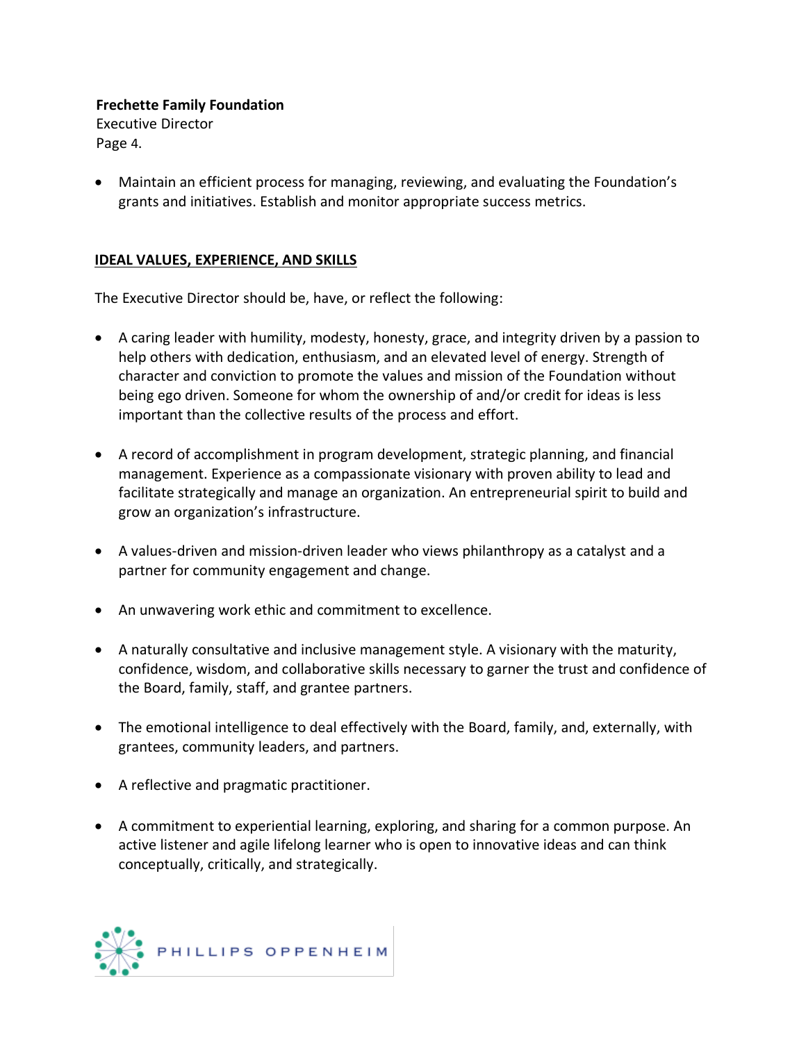- Maintain an efficient process for managing, reviewing, and evaluating the Foundation's grants and initiatives. Establish and monitor appropriate success metrics.

## IDEAL VALUES, EXPERIENCE, AND SKILLS

The Executive Director should be, have, or reflect the following:

- A caring leader with humility, modesty, honesty, grace, and integrity driven by a passion to help others with dedication, enthusiasm, and an elevated level of energy. Strength of character and conviction to promote the values and mission of the Foundation without being ego driven. Someone for whom the ownership of and/or credit for ideas is less important than the collective results of the process and effort.

- A record of accomplishment in program development, strategic planning, and financial management. Experience as a compassionate visionary with proven ability to lead and facilitate strategically and manage an organization. An entrepreneurial spirit to build and grow an organization's infrastructure.

- A values-driven and mission-driven leader who views philanthropy as a catalyst and a partner for community engagement and change.

- An unwavering work ethic and commitment to excellence.

- A naturally consultative and inclusive management style. A visionary with the maturity, confidence, wisdom, and collaborative skills necessary to garner the trust and confidence of the Board, family, staff, and grantee partners.

- The emotional intelligence to deal effectively with the Board, family, and, externally, with grantees, community leaders, and partners.

- A reflective and pragmatic practitioner.

- A commitment to experiential learning, exploring, and sharing for a common purpose. An active listener and agile lifelong learner who is open to innovative ideas and can think conceptually, critically, and strategically.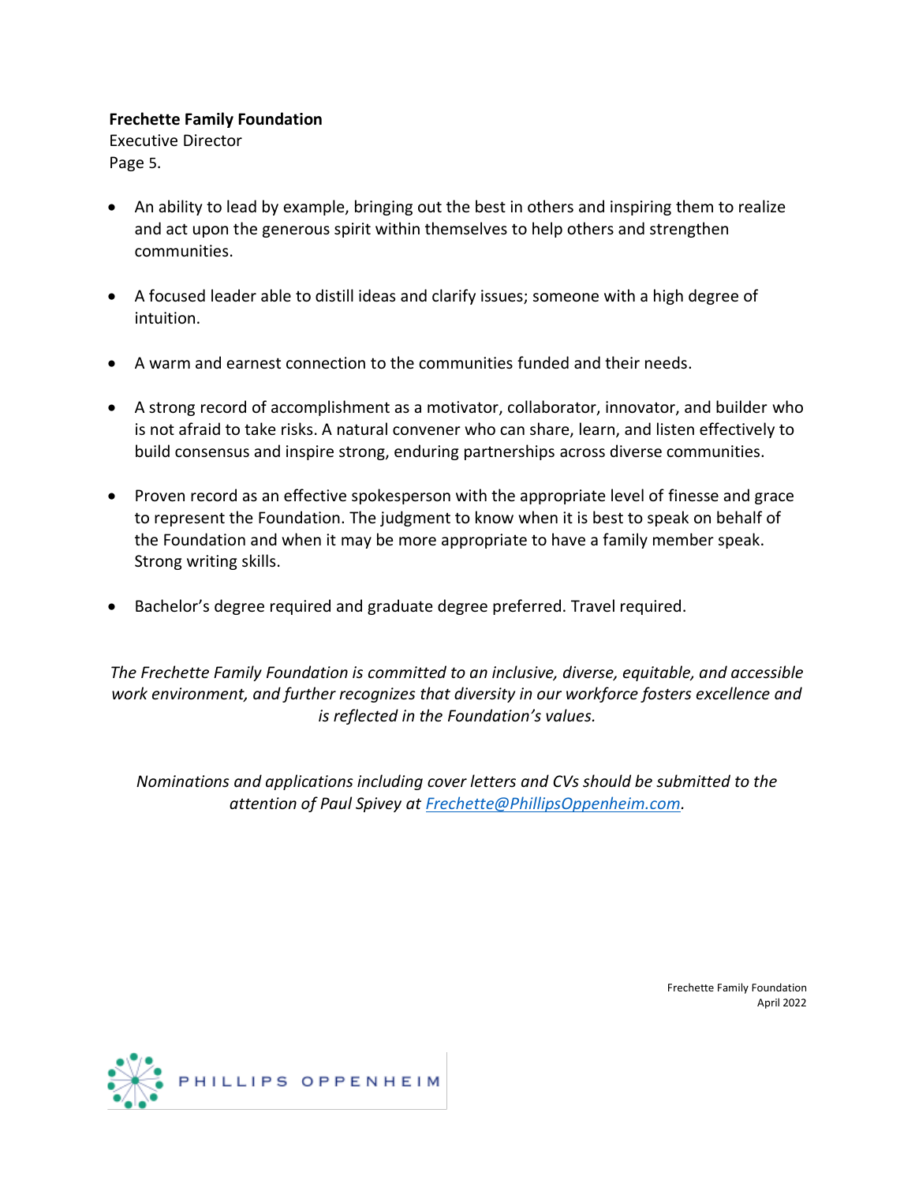- An ability to lead by example, bringing out the best in others and inspiring them to realize and act upon the generous spirit within themselves to help others and strengthen communities.

- A focused leader able to distill ideas and clarify issues; someone with a high degree of intuition.

- A warm and earnest connection to the communities funded and their needs.

- A strong record of accomplishment as a motivator, collaborator, innovator, and builder who is not afraid to take risks. A natural convener who can share, learn, and listen effectively to build consensus and inspire strong, enduring partnerships across diverse communities.

- Proven record as an effective spokesperson with the appropriate level of finesse and grace to represent the Foundation. The judgment to know when it is best to speak on behalf of the Foundation and when it may be more appropriate to have a family member speak. Strong writing skills.

- Bachelor's degree required and graduate degree preferred. Travel required.

*The Frechette Family Foundation is committed to an inclusive, diverse, equitable, and accessible work environment, and further recognizes that diversity in our workforce fosters excellence and is reflected in the Foundation's values.*

*Nominations and applications including cover letters and CVs should be submitted to the attention of Paul Spivey at [Frechette@PhillipsOppenheim.com](mailto:Frechette@PhillipsOppenheim.com).*

Frechette Family Foundation
April 2022

PHILLIPS OPPENHEIM